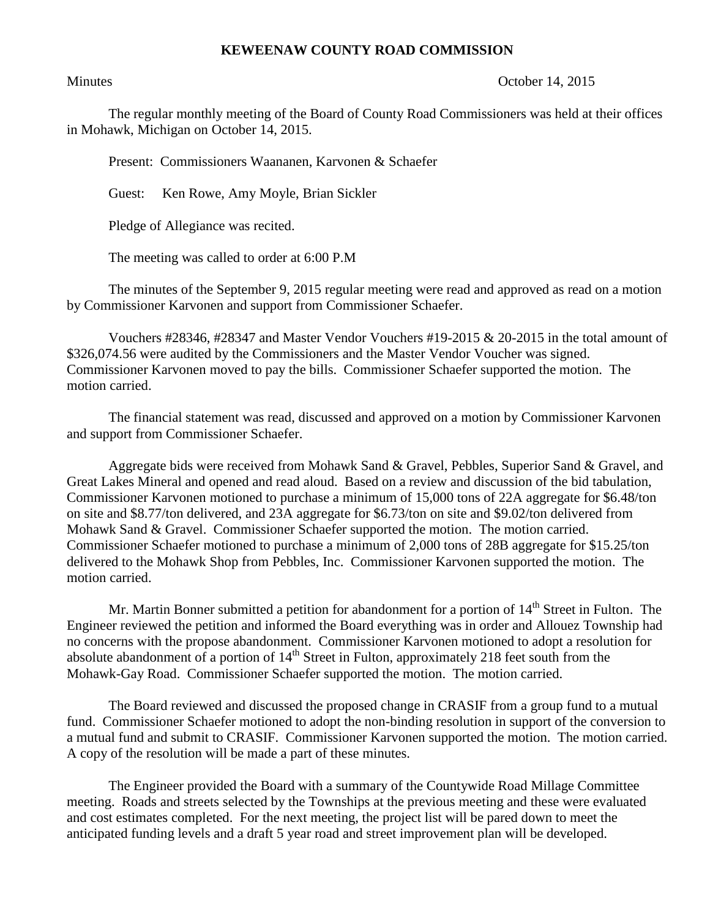# KEWEENAW COUNTY ROAD COMMISSION

Minutes October 14, 2015

The regular monthly meeting of the Board of County Road Commissioners was held at their offices in Mohawk, Michigan on October 14, 2015.

Present: Commissioners Waananen, Karvonen & Schaefer

Guest: Ken Rowe, Amy Moyle, Brian Sickler

Pledge of Allegiance was recited.

The meeting was called to order at 6:00 P.M

The minutes of the September 9, 2015 regular meeting were read and approved as read on a motion by Commissioner Karvonen and support from Commissioner Schaefer.

Vouchers #28346, #28347 and Master Vendor Vouchers #19-2015 & 20-2015 in the total amount of $326,074.56 were audited by the Commissioners and the Master Vendor Voucher was signed. Commissioner Karvonen moved to pay the bills. Commissioner Schaefer supported the motion. The motion carried.

The financial statement was read, discussed and approved on a motion by Commissioner Karvonen and support from Commissioner Schaefer.

Aggregate bids were received from Mohawk Sand & Gravel, Pebbles, Superior Sand & Gravel, and Great Lakes Mineral and opened and read aloud. Based on a review and discussion of the bid tabulation, Commissioner Karvonen motioned to purchase a minimum of 15,000 tons of 22A aggregate for $6.48/ton on site and $8.77/ton delivered, and 23A aggregate for $6.73/ton on site and $9.02/ton delivered from Mohawk Sand & Gravel. Commissioner Schaefer supported the motion. The motion carried. Commissioner Schaefer motioned to purchase a minimum of 2,000 tons of 28B aggregate for $15.25/ton delivered to the Mohawk Shop from Pebbles, Inc. Commissioner Karvonen supported the motion. The motion carried.

Mr. Martin Bonner submitted a petition for abandonment for a portion of 14th Street in Fulton. The Engineer reviewed the petition and informed the Board everything was in order and Allouez Township had no concerns with the propose abandonment. Commissioner Karvonen motioned to adopt a resolution for absolute abandonment of a portion of 14th Street in Fulton, approximately 218 feet south from the Mohawk-Gay Road. Commissioner Schaefer supported the motion. The motion carried.

The Board reviewed and discussed the proposed change in CRASIF from a group fund to a mutual fund. Commissioner Schaefer motioned to adopt the non-binding resolution in support of the conversion to a mutual fund and submit to CRASIF. Commissioner Karvonen supported the motion. The motion carried. A copy of the resolution will be made a part of these minutes.

The Engineer provided the Board with a summary of the Countywide Road Millage Committee meeting. Roads and streets selected by the Townships at the previous meeting and these were evaluated and cost estimates completed. For the next meeting, the project list will be pared down to meet the anticipated funding levels and a draft 5 year road and street improvement plan will be developed.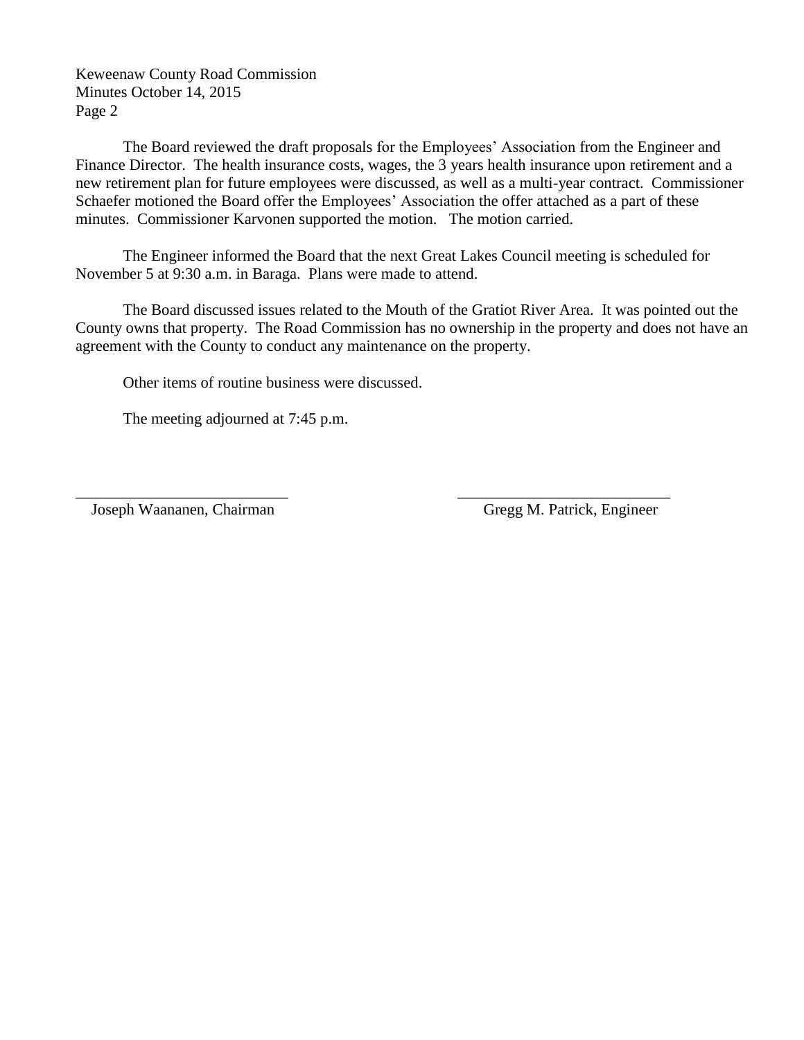The Board reviewed the draft proposals for the Employees' Association from the Engineer and Finance Director. The health insurance costs, wages, the 3 years health insurance upon retirement and a new retirement plan for future employees were discussed, as well as a multi-year contract. Commissioner Schaefer motioned the Board offer the Employees' Association the offer attached as a part of these minutes. Commissioner Karvonen supported the motion. The motion carried.

The Engineer informed the Board that the next Great Lakes Council meeting is scheduled for November 5 at 9:30 a.m. in Baraga. Plans were made to attend.

The Board discussed issues related to the Mouth of the Gratiot River Area. It was pointed out the County owns that property. The Road Commission has no ownership in the property and does not have an agreement with the County to conduct any maintenance on the property.

Other items of routine business were discussed.

The meeting adjourned at 7:45 p.m.

\_\_\_\_\_\_\_\_\_\_\_\_\_\_\_\_\_\_\_\_\_\_\_\_\_\_\_\_
Joseph Waananen, Chairman

\_\_\_\_\_\_\_\_\_\_\_\_\_\_\_\_\_\_\_\_\_\_\_\_\_\_\_\_
Gregg M. Patrick, Engineer